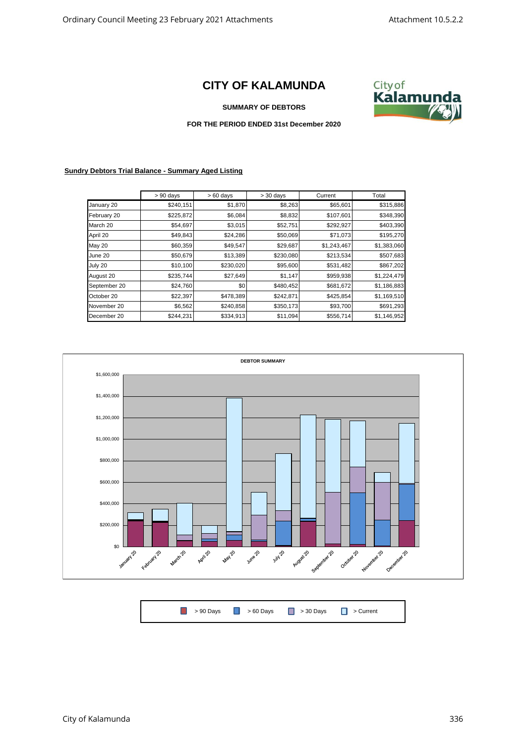# CITY OF KALAMUNDA

**SUMMARY OF DEBTORS**

**FOR THE PERIOD ENDED 31st December 2020**

**Sundry Debtors Trial Balance - Summary Aged Listing**

| | > 90 days | > 60 days | > 30 days | Current | Total |
|---|---|---|---|---|---|
| January 20 | $240,151 | $1,870 | $8,263 | $65,601 | $315,886 |
| February 20 | $225,872 | $6,084 | $8,832 | $107,601 | $348,390 |
| March 20 | $54,697 | $3,015 | $52,751 | $292,927 | $403,390 |
| April 20 | $49,843 | $24,286 | $50,069 | $71,073 | $195,270 |
| May 20 | $60,359 | $49,547 | $29,687 | $1,243,467 | $1,383,060 |
| June 20 | $50,679 | $13,389 | $230,080 | $213,534 | $507,683 |
| July 20 | $10,100 | $230,020 | $95,600 | $531,482 | $867,202 |
| August 20 | $235,744 | $27,649 | $1,147 | $959,938 | $1,224,479 |
| September 20 | $24,760 | $0 | $480,452 | $681,672 | $1,186,883 |
| October 20 | $22,397 | $478,389 | $242,871 | $425,854 | $1,169,510 |
| November 20 | $6,562 | $240,858 | $350,173 | $93,700 | $691,293 |
| December 20 | $244,231 | $334,913 | $11,094 | $556,714 | $1,146,952 |

DEBTOR SUMMARY

> 90 Days   > 60 Days   > 30 Days   > Current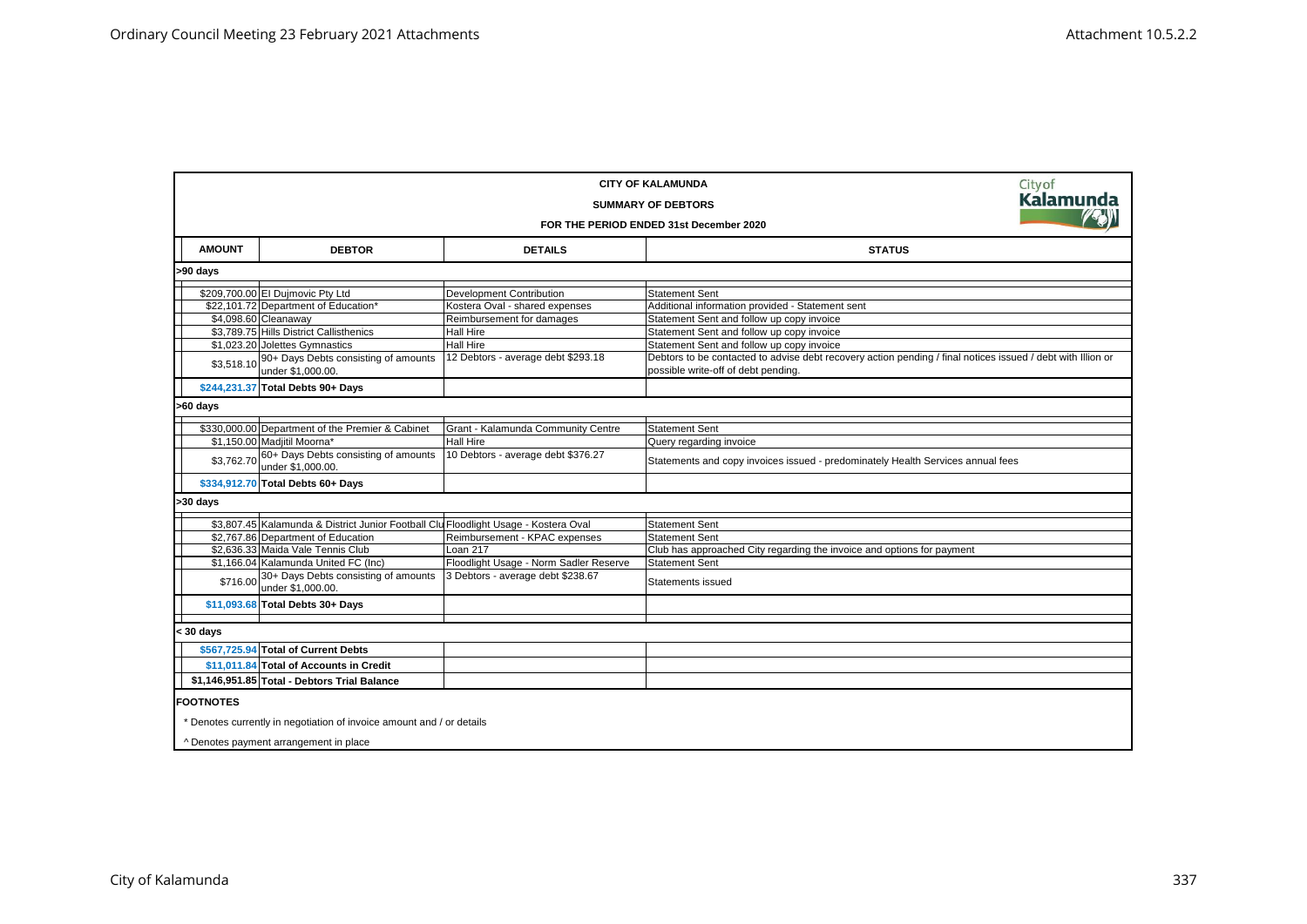**CITY OF KALAMUNDA**

**SUMMARY OF DEBTORS**

**FOR THE PERIOD ENDED 31st December 2020**

| AMOUNT | DEBTOR | DETAILS | STATUS |
|---|---|---|---|
| **>90 days** | | | |
| $209,700.00 | El Dujmovic Pty Ltd | Development Contribution | Statement Sent |
| $22,101.72 | Department of Education* | Kostera Oval - shared expenses | Additional information provided - Statement sent |
| $4,098.60 | Cleanaway | Reimbursement for damages | Statement Sent and follow up copy invoice |
| $3,789.75 | Hills District Callisthenics | Hall Hire | Statement Sent and follow up copy invoice |
| $1,023.20 | Jolettes Gymnastics | Hall Hire | Statement Sent and follow up copy invoice |
| $3,518.10 | 90+ Days Debts consisting of amounts under $1,000.00. | 12 Debtors - average debt $293.18 | Debtors to be contacted to advise debt recovery action pending / final notices issued / debt with Illion or possible write-off of debt pending. |
| **$244,231.37** | **Total Debts 90+ Days** | | |
| **>60 days** | | | |
| $330,000.00 | Department of the Premier & Cabinet | Grant - Kalamunda Community Centre | Statement Sent |
| $1,150.00 | Madjitil Moorna* | Hall Hire | Query regarding invoice |
| $3,762.70 | 60+ Days Debts consisting of amounts under $1,000.00. | 10 Debtors - average debt $376.27 | Statements and copy invoices issue - predominately Health Services annual fees |
| **$334,912.70** | **Total Debts 60+ Days** | | |
| **>30 days** | | | |
| $3,807.45 | Kalamunda & District Junior Football Clu | Floodlight Usage - Kostera Oval | Statement Sent |
| $2,767.86 | Department of Education | Reimbursement - KPAC expenses | Statement Sent |
| $2,636.33 | Maida Vale Tennis Club | Loan 217 | Club has approached City regarding the invoice and options for payment |
| $1,166.04 | Kalamunda United FC (Inc) | Floodlight Usage - Norm Sadler Reserve | Statement Sent |
| $716.00 | 30+ Days Debts consisting of amounts under $1,000.00. | 3 Debtors - average debt $238.67 | Statements issued |
| **$11,093.68** | **Total Debts 30+ Days** | | |
| **< 30 days** | | | |
| **$567,725.94** | **Total of Current Debts** | | |
| **$11,011.84** | **Total of Accounts in Credit** | | |
| **$1,146,951.85** | **Total - Debtors Trial Balance** | | |

**FOOTNOTES**

\* Denotes currently in negotiation of invoice amount and / or details

^ Denotes payment arrangement in place